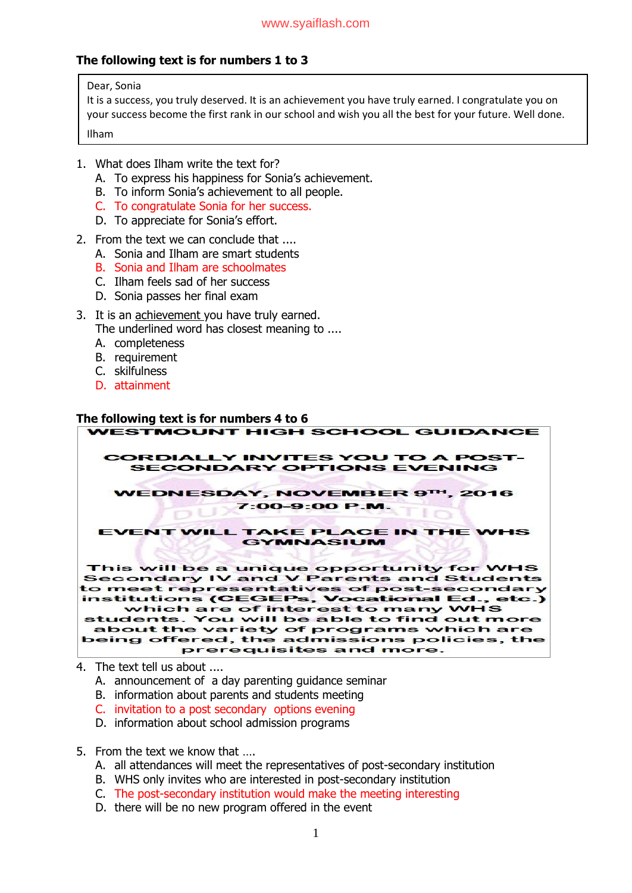### The following text is for numbers 1 to 3

> Dear, Sonia
> It is a success, you truly deserved. It is an achievement you have truly earned. I congratulate you on your success become the first rank in our school and wish you all the best for your future. Well done.
> Ilham

1. What does Ilham write the text for?
   A. To express his happiness for Sonia's achievement.
   B. To inform Sonia's achievement to all people.
   C. To congratulate Sonia for her success.
   D. To appreciate for Sonia's effort.

2. From the text we can conclude that ....
   A. Sonia and Ilham are smart students
   B. Sonia and Ilham are schoolmates
   C. Ilham feels sad of her success
   D. Sonia passes her final exam

3. It is an achievement you have truly earned.
   The underlined word has closest meaning to ....
   A. completeness
   B. requirement
   C. skilfulness
   D. attainment

### The following text is for numbers 4 to 6

> WESTMOUNT HIGH SCHOOL GUIDANCE
>
> CORDIALLY INVITES YOU TO A POST-SECONDARY OPTIONS EVENING
>
> WEDNESDAY, NOVEMBER 9TH, 2016
> 7:00–9:00 P.M.
>
> EVENT WILL TAKE PLACE IN THE WHS GYMNASIUM
>
> This will be a unique opportunity for WHS Secondary IV and V Parents and Students to meet representatives of post-secondary institutions (CEGEPs, Vocational Ed., etc.) which are of interest to many WHS students. You will be able to find out more about the variety of programs which are being offered, the admissions policies, the prerequisites and more.

4. The text tell us about ....
   A. announcement of a day parenting guidance seminar
   B. information about parents and students meeting
   C. invitation to a post secondary options evening
   D. information about school admission programs

5. From the text we know that ....
   A. all attendances will meet the representatives of post-secondary institution
   B. WHS only invites who are interested in post-secondary institution
   C. The post-secondary institution would make the meeting interesting
   D. there will be no new program offered in the event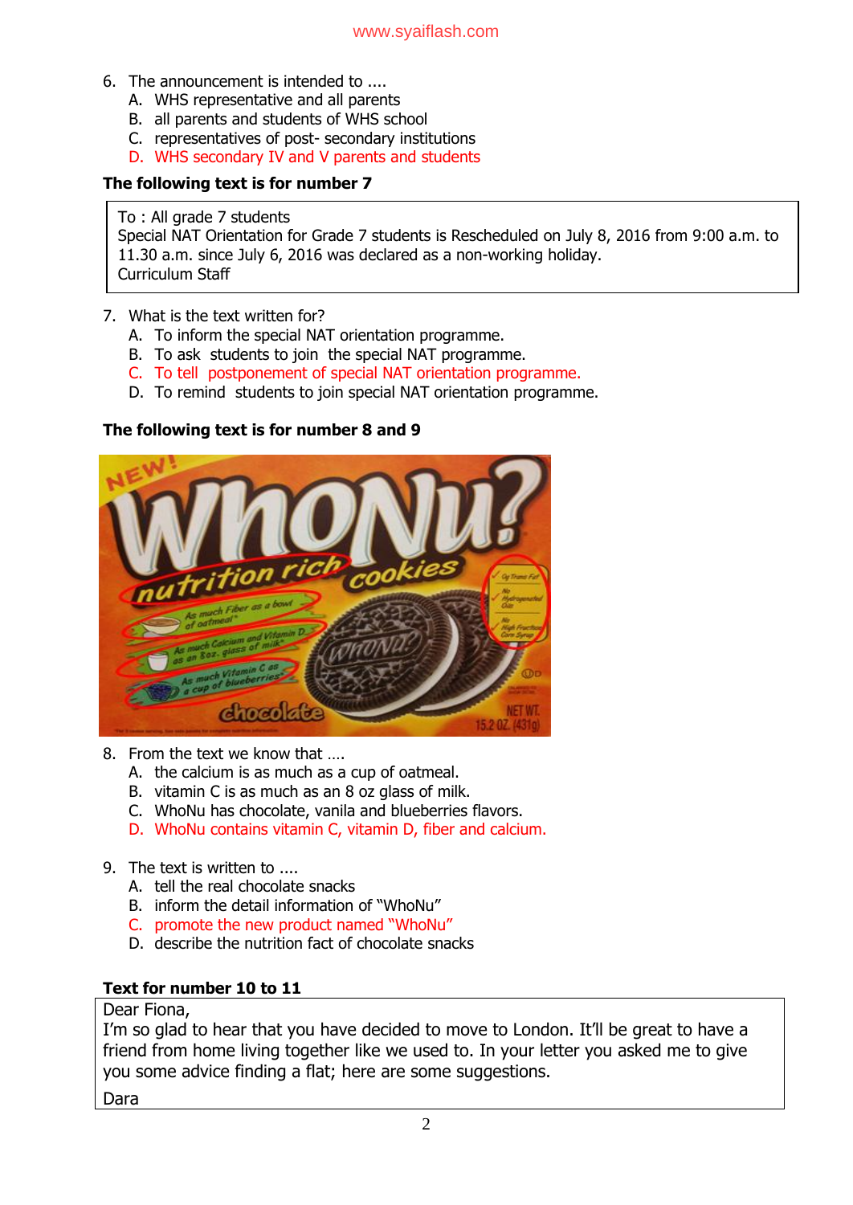6. The announcement is intended to ....
   A. WHS representative and all parents
   B. all parents and students of WHS school
   C. representatives of post- secondary institutions
   D. WHS secondary IV and V parents and students

**The following text is for number 7**

To : All grade 7 students
Special NAT Orientation for Grade 7 students is Rescheduled on July 8, 2016 from 9:00 a.m. to 11.30 a.m. since July 6, 2016 was declared as a non-working holiday.
Curriculum Staff

7. What is the text written for?
   A. To inform the special NAT orientation programme.
   B. To ask students to join the special NAT programme.
   C. To tell postponement of special NAT orientation programme.
   D. To remind students to join special NAT orientation programme.

**The following text is for number 8 and 9**

8. From the text we know that ….
   A. the calcium is as much as a cup of oatmeal.
   B. vitamin C is as much as an 8 oz glass of milk.
   C. WhoNu has chocolate, vanila and blueberries flavors.
   D. WhoNu contains vitamin C, vitamin D, fiber and calcium.

9. The text is written to ....
   A. tell the real chocolate snacks
   B. inform the detail information of "WhoNu"
   C. promote the new product named "WhoNu"
   D. describe the nutrition fact of chocolate snacks

**Text for number 10 to 11**

Dear Fiona,
I'm so glad to hear that you have decided to move to London. It'll be great to have a friend from home living together like we used to. In your letter you asked me to give you some advice finding a flat; here are some suggestions.
Dara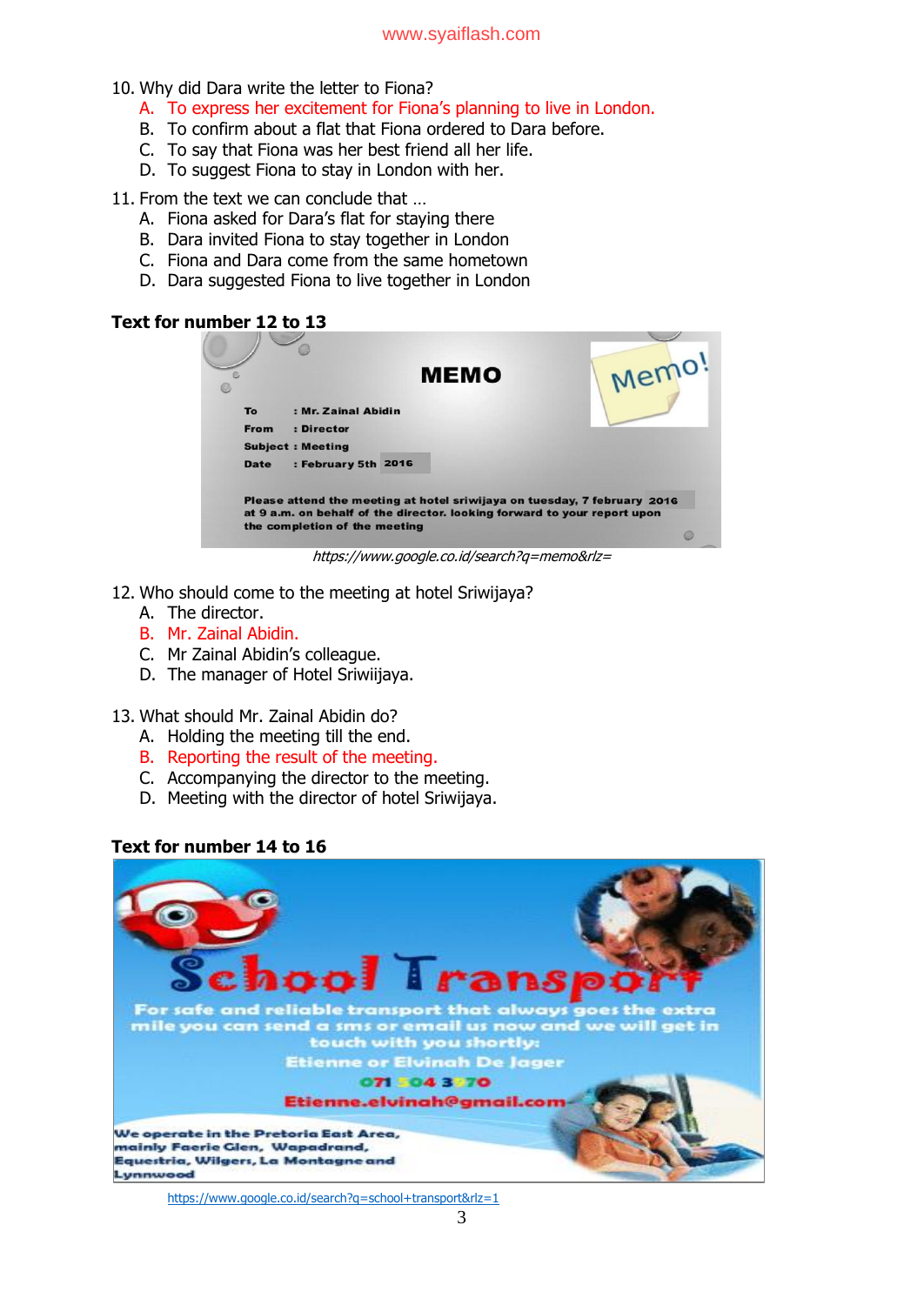10. Why did Dara write the letter to Fiona?
    A. To express her excitement for Fiona's planning to live in London.
    B. To confirm about a flat that Fiona ordered to Dara before.
    C. To say that Fiona was her best friend all her life.
    D. To suggest Fiona to stay in London with her.

11. From the text we can conclude that …
    A. Fiona asked for Dara's flat for staying there
    B. Dara invited Fiona to stay together in London
    C. Fiona and Dara come from the same hometown
    D. Dara suggested Fiona to live together in London

**Text for number 12 to 13**

**MEMO**

Memo!

To : Mr. Zainal Abidin
From : Director
Subject : Meeting
Date : February 5th 2016

Please attend the meeting at hotel sriwijaya on tuesday, 7 february 2016 at 9 a.m. on behalf of the director. looking forward to your report upon the completion of the meeting

*https://www.google.co.id/search?q=memo&rlz=*

12. Who should come to the meeting at hotel Sriwijaya?
    A. The director.
    B. Mr. Zainal Abidin.
    C. Mr Zainal Abidin's colleague.
    D. The manager of Hotel Sriwiijaya.

13. What should Mr. Zainal Abidin do?
    A. Holding the meeting till the end.
    B. Reporting the result of the meeting.
    C. Accompanying the director to the meeting.
    D. Meeting with the director of hotel Sriwijaya.

**Text for number 14 to 16**

School Transport

For safe and reliable transport that always goes the extra mile you can send a sms or email us now and we will get in touch with you shortly:

Etienne or Elvinah De Jager

071 504 3970

Etienne.elvinah@gmail.com

We operate in the Pretoria East Area, mainly Faerie Glen, Wapadrand, Equestria, Wilgers, La Montagne and Lynnwood

https://www.google.co.id/search?q=school+transport&rlz=1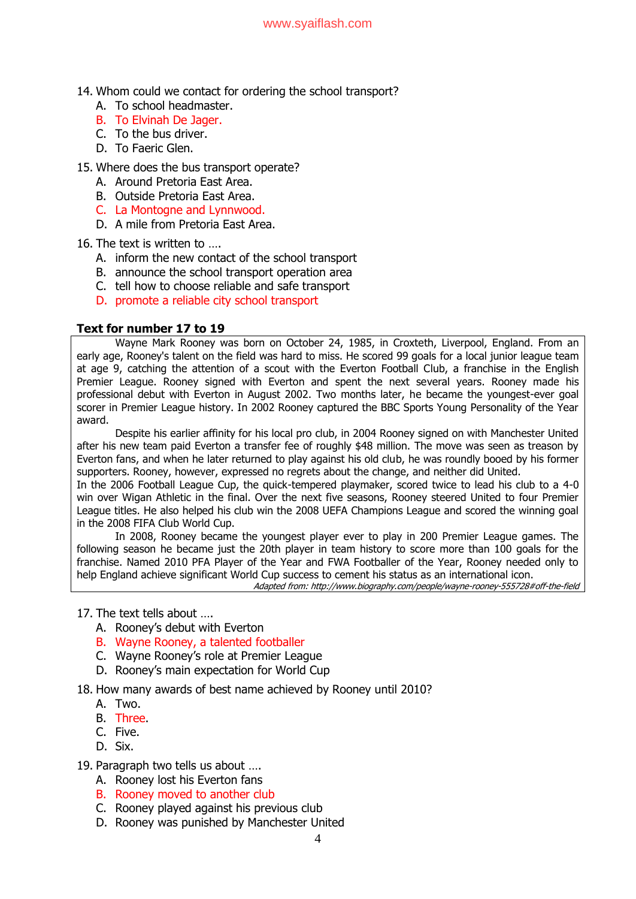14. Whom could we contact for ordering the school transport?
    A. To school headmaster.
    B. To Elvinah De Jager.
    C. To the bus driver.
    D. To Faeric Glen.

15. Where does the bus transport operate?
    A. Around Pretoria East Area.
    B. Outside Pretoria East Area.
    C. La Montogne and Lynnwood.
    D. A mile from Pretoria East Area.

16. The text is written to ….
    A. inform the new contact of the school transport
    B. announce the school transport operation area
    C. tell how to choose reliable and safe transport
    D. promote a reliable city school transport

**Text for number 17 to 19**

Wayne Mark Rooney was born on October 24, 1985, in Croxteth, Liverpool, England. From an early age, Rooney's talent on the field was hard to miss. He scored 99 goals for a local junior league team at age 9, catching the attention of a scout with the Everton Football Club, a franchise in the English Premier League. Rooney signed with Everton and spent the next several years. Rooney made his professional debut with Everton in August 2002. Two months later, he became the youngest-ever goal scorer in Premier League history. In 2002 Rooney captured the BBC Sports Young Personality of the Year award.

Despite his earlier affinity for his local pro club, in 2004 Rooney signed on with Manchester United after his new team paid Everton a transfer fee of roughly $48 million. The move was seen as treason by Everton fans, and when he later returned to play against his old club, he was roundly booed by his former supporters. Rooney, however, expressed no regrets about the change, and neither did United.

In the 2006 Football League Cup, the quick-tempered playmaker, scored twice to lead his club to a 4-0 win over Wigan Athletic in the final. Over the next five seasons, Rooney steered United to four Premier League titles. He also helped his club win the 2008 UEFA Champions League and scored the winning goal in the 2008 FIFA Club World Cup.

In 2008, Rooney became the youngest player ever to play in 200 Premier League games. The following season he became just the 20th player in team history to score more than 100 goals for the franchise. Named 2010 PFA Player of the Year and FWA Footballer of the Year, Rooney needed only to help England achieve significant World Cup success to cement his status as an international icon.

*Adapted from: http://www.biography.com/people/wayne-rooney-555728#off-the-field*

17. The text tells about ….
    A. Rooney's debut with Everton
    B. Wayne Rooney, a talented footballer
    C. Wayne Rooney's role at Premier League
    D. Rooney's main expectation for World Cup

18. How many awards of best name achieved by Rooney until 2010?
    A. Two.
    B. Three.
    C. Five.
    D. Six.

19. Paragraph two tells us about ….
    A. Rooney lost his Everton fans
    B. Rooney moved to another club
    C. Rooney played against his previous club
    D. Rooney was punished by Manchester United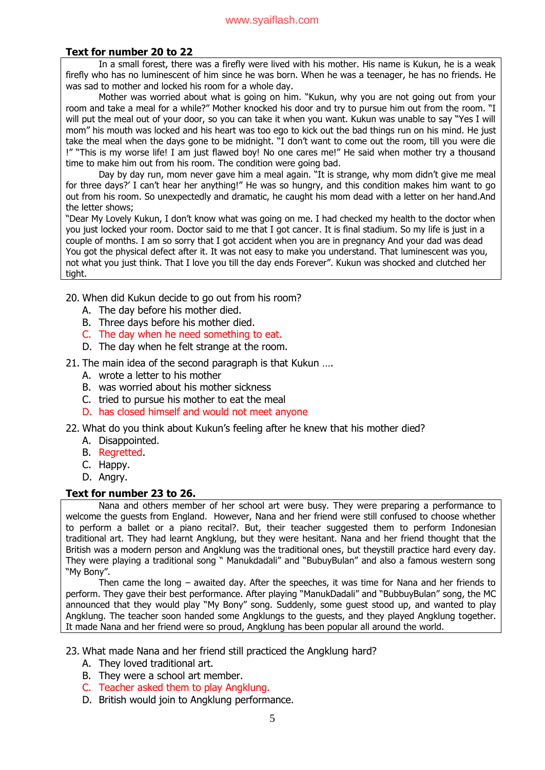www.syaiflash.com

**Text for number 20 to 22**

In a small forest, there was a firefly were lived with his mother. His name is Kukun, he is a weak firefly who has no luminescent of him since he was born. When he was a teenager, he has no friends. He was sad to mother and locked his room for a whole day.

Mother was worried about what is going on him. "Kukun, why you are not going out from your room and take a meal for a while?" Mother knocked his door and try to pursue him out from the room. "I will put the meal out of your door, so you can take it when you want. Kukun was unable to say "Yes I will mom" his mouth was locked and his heart was too ego to kick out the bad things run on his mind. He just take the meal when the days gone to be midnight. "I don't want to come out the room, till you were die !" "This is my worse life! I am just flawed boy! No one cares me!" He said when mother try a thousand time to make him out from his room. The condition were going bad.

Day by day run, mom never gave him a meal again. "It is strange, why mom didn't give me meal for three days?' I can't hear her anything!" He was so hungry, and this condition makes him want to go out from his room. So unexpectedly and dramatic, he caught his mom dead with a letter on her hand.And the letter shows;

"Dear My Lovely Kukun, I don't know what was going on me. I had checked my health to the doctor when you just locked your room. Doctor said to me that I got cancer. It is final stadium. So my life is just in a couple of months. I am so sorry that I got accident when you are in pregnancy And your dad was dead You got the physical defect after it. It was not easy to make you understand. That luminescent was you, not what you just think. That I love you till the day ends Forever". Kukun was shocked and clutched her tight.

20. When did Kukun decide to go out from his room?
    A. The day before his mother died.
    B. Three days before his mother died.
    C. The day when he need something to eat.
    D. The day when he felt strange at the room.

21. The main idea of the second paragraph is that Kukun ….
    A. wrote a letter to his mother
    B. was worried about his mother sickness
    C. tried to pursue his mother to eat the meal
    D. has closed himself and would not meet anyone

22. What do you think about Kukun's feeling after he knew that his mother died?
    A. Disappointed.
    B. Regretted.
    C. Happy.
    D. Angry.

**Text for number 23 to 26.**

Nana and others member of her school art were busy. They were preparing a performance to welcome the guests from England. However, Nana and her friend were still confused to choose whether to perform a ballet or a piano recital?. But, their teacher suggested them to perform Indonesian traditional art. They had learnt Angklung, but they were hesitant. Nana and her friend thought that the British was a modern person and Angklung was the traditional ones, but theystill practice hard every day. They were playing a traditional song " Manukdadali" and "BubuyBulan" and also a famous western song "My Bony".

Then came the long – awaited day. After the speeches, it was time for Nana and her friends to perform. They gave their best performance. After playing "ManukDadali" and "BubbuyBulan" song, the MC announced that they would play "My Bony" song. Suddenly, some guest stood up, and wanted to play Angklung. The teacher soon handed some Angklungs to the guests, and they played Angklung together. It made Nana and her friend were so proud, Angklung has been popular all around the world.

23. What made Nana and her friend still practiced the Angklung hard?
    A. They loved traditional art.
    B. They were a school art member.
    C. Teacher asked them to play Angklung.
    D. British would join to Angklung performance.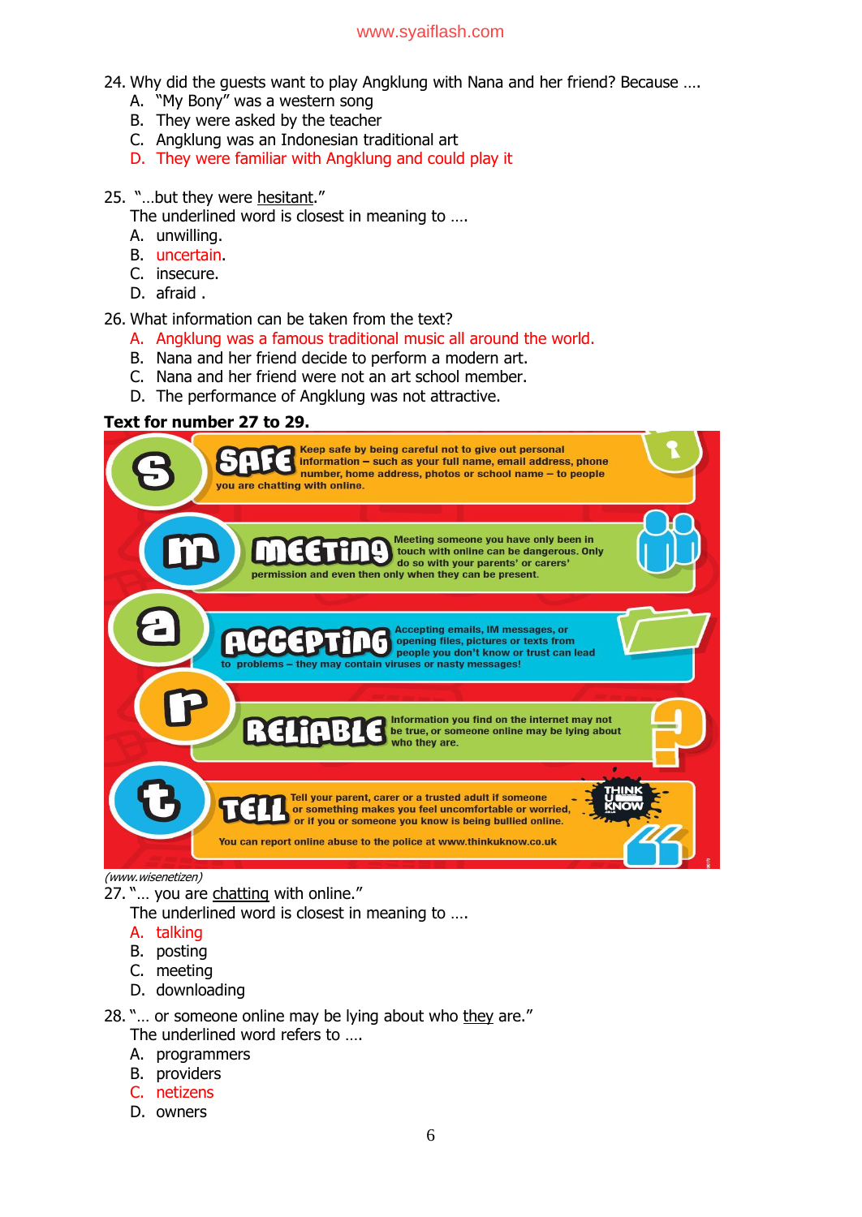24. Why did the guests want to play Angklung with Nana and her friend? Because ….
    A. "My Bony" was a western song
    B. They were asked by the teacher
    C. Angklung was an Indonesian traditional art
    D. They were familiar with Angklung and could play it

25. "…but they were hesitant."
    The underlined word is closest in meaning to ….
    A. unwilling.
    B. uncertain.
    C. insecure.
    D. afraid .

26. What information can be taken from the text?
    A. Angklung was a famous traditional music all around the world.
    B. Nana and her friend decide to perform a modern art.
    C. Nana and her friend were not an art school member.
    D. The performance of Angklung was not attractive.

**Text for number 27 to 29.**

**S – SAFE** Keep safe by being careful not to give out personal information – such as your full name, email address, phone number, home address, photos or school name – to people you are chatting with online.

**M – MEETING** Meeting someone you have only been in touch with online can be dangerous. Only do so with your parents' or carers' permission and even then only when they can be present.

**A – ACCEPTING** Accepting emails, IM messages, or opening files, pictures or texts from people you don't know or trust can lead to problems – they may contain viruses or nasty messages!

**R – RELIABLE** Information you find on the internet may not be true, or someone online may be lying about who they are.

**T – TELL** Tell your parent, carer or a trusted adult if someone or something makes you feel uncomfortable or worried, or if you or someone you know is being bullied online.

You can report online abuse to the police at www.thinkuknow.co.uk

*(www.wisenetizen)*

27. "… you are chatting with online."
    The underlined word is closest in meaning to ….
    A. talking
    B. posting
    C. meeting
    D. downloading

28. "… or someone online may be lying about who they are."
    The underlined word refers to ….
    A. programmers
    B. providers
    C. netizens
    D. owners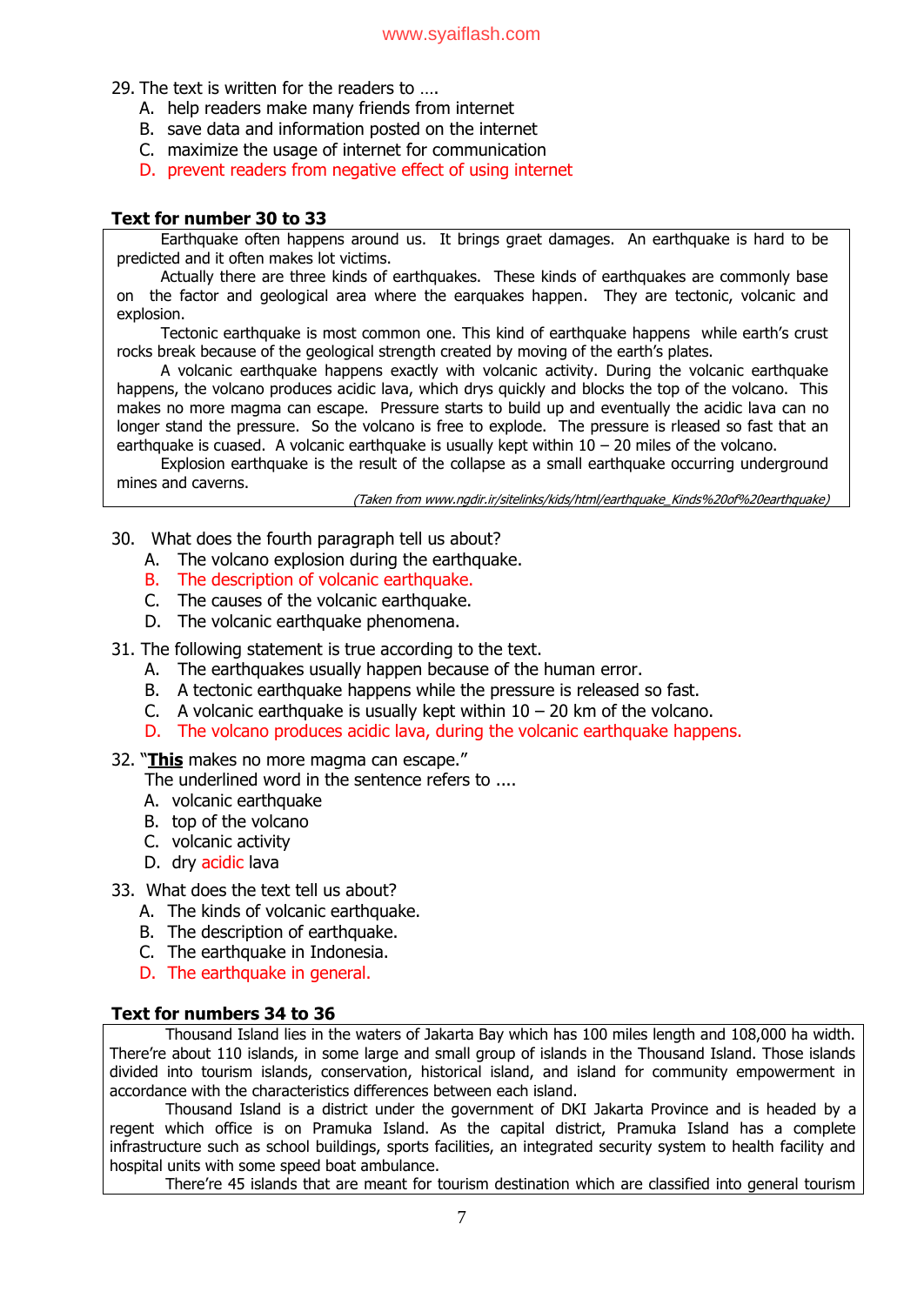29. The text is written for the readers to ….
    A. help readers make many friends from internet
    B. save data and information posted on the internet
    C. maximize the usage of internet for communication
    D. prevent readers from negative effect of using internet

**Text for number 30 to 33**

Earthquake often happens around us. It brings graet damages. An earthquake is hard to be predicted and it often makes lot victims.

Actually there are three kinds of earthquakes. These kinds of earthquakes are commonly base on the factor and geological area where the earquakes happen. They are tectonic, volcanic and explosion.

Tectonic earthquake is most common one. This kind of earthquake happens while earth's crust rocks break because of the geological strength created by moving of the earth's plates.

A volcanic earthquake happens exactly with volcanic activity. During the volcanic earthquake happens, the volcano produces acidic lava, which drys quickly and blocks the top of the volcano. This makes no more magma can escape. Pressure starts to build up and eventually the acidic lava can no longer stand the pressure. So the volcano is free to explode. The pressure is rleased so fast that an earthquake is cuased. A volcanic earthquake is usually kept within 10 – 20 miles of the volcano.

Explosion earthquake is the result of the collapse as a small earthquake occurring underground mines and caverns.

*(Taken from www.ngdir.ir/sitelinks/kids/html/earthquake_Kinds%20of%20earthquake)*

30. What does the fourth paragraph tell us about?
    A. The volcano explosion during the earthquake.
    B. The description of volcanic earthquake.
    C. The causes of the volcanic earthquake.
    D. The volcanic earthquake phenomena.

31. The following statement is true according to the text.
    A. The earthquakes usually happen because of the human error.
    B. A tectonic earthquake happens while the pressure is released so fast.
    C. A volcanic earthquake is usually kept within 10 – 20 km of the volcano.
    D. The volcano produces acidic lava, during the volcanic earthquake happens.

32. "**<u>This</u>** makes no more magma can escape."
    The underlined word in the sentence refers to ....
    A. volcanic earthquake
    B. top of the volcano
    C. volcanic activity
    D. dry acidic lava

33. What does the text tell us about?
    A. The kinds of volcanic earthquake.
    B. The description of earthquake.
    C. The earthquake in Indonesia.
    D. The earthquake in general.

**Text for numbers 34 to 36**

Thousand Island lies in the waters of Jakarta Bay which has 100 miles length and 108,000 ha width. There're about 110 islands, in some large and small group of islands in the Thousand Island. Those islands divided into tourism islands, conservation, historical island, and island for community empowerment in accordance with the characteristics differences between each island.

Thousand Island is a district under the government of DKI Jakarta Province and is headed by a regent which office is on Pramuka Island. As the capital district, Pramuka Island has a complete infrastructure such as school buildings, sports facilities, an integrated security system to health facility and hospital units with some speed boat ambulance.

There're 45 islands that are meant for tourism destination which are classified into general tourism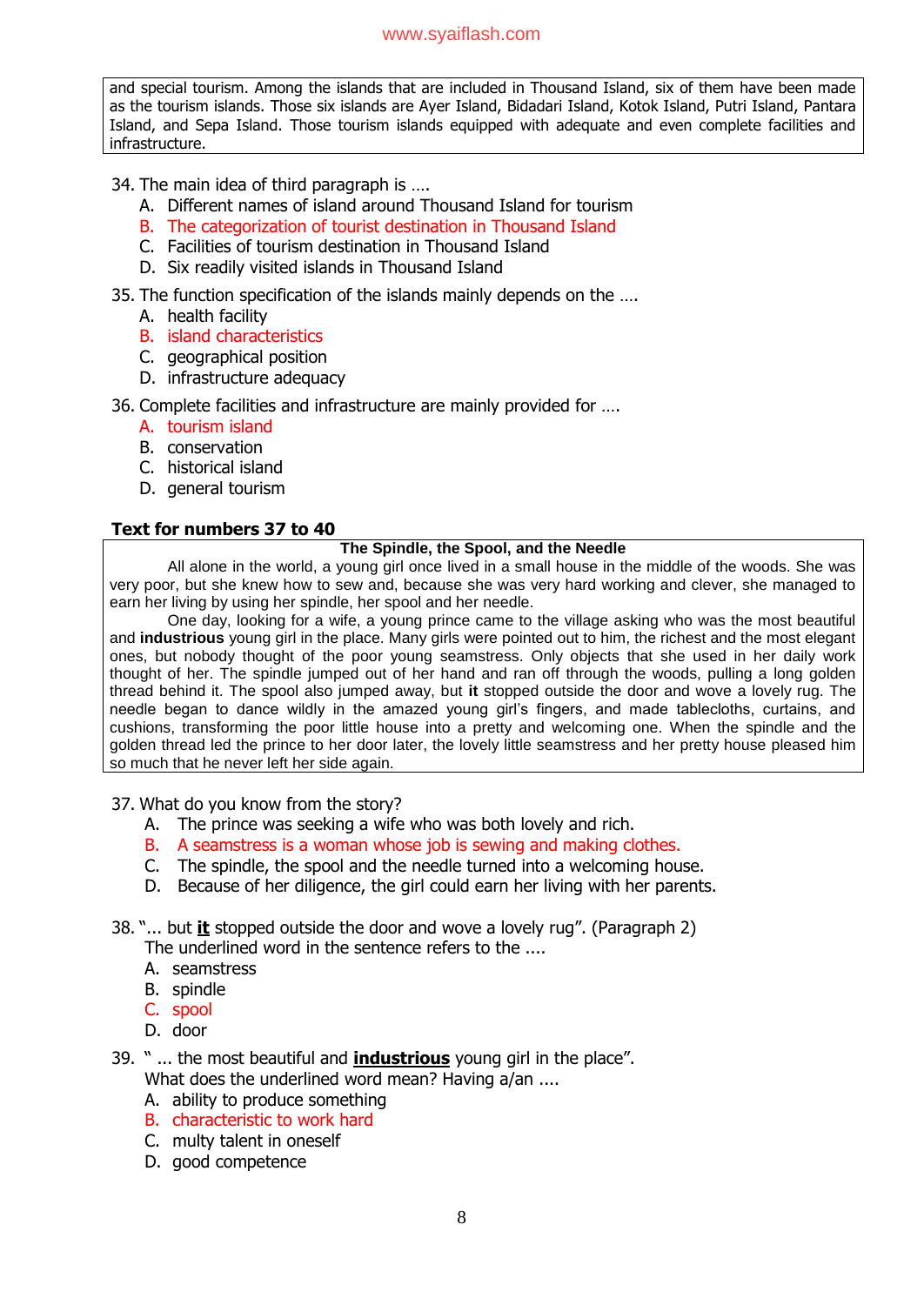and special tourism. Among the islands that are included in Thousand Island, six of them have been made as the tourism islands. Those six islands are Ayer Island, Bidadari Island, Kotok Island, Putri Island, Pantara Island, and Sepa Island. Those tourism islands equipped with adequate and even complete facilities and infrastructure.

34. The main idea of third paragraph is ….
    A. Different names of island around Thousand Island for tourism
    B. The categorization of tourist destination in Thousand Island
    C. Facilities of tourism destination in Thousand Island
    D. Six readily visited islands in Thousand Island

35. The function specification of the islands mainly depends on the ….
    A. health facility
    B. island characteristics
    C. geographical position
    D. infrastructure adequacy

36. Complete facilities and infrastructure are mainly provided for ….
    A. tourism island
    B. conservation
    C. historical island
    D. general tourism

**Text for numbers 37 to 40**

**The Spindle, the Spool, and the Needle**

All alone in the world, a young girl once lived in a small house in the middle of the woods. She was very poor, but she knew how to sew and, because she was very hard working and clever, she managed to earn her living by using her spindle, her spool and her needle.

One day, looking for a wife, a young prince came to the village asking who was the most beautiful and **industrious** young girl in the place. Many girls were pointed out to him, the richest and the most elegant ones, but nobody thought of the poor young seamstress. Only objects that she used in her daily work thought of her. The spindle jumped out of her hand and ran off through the woods, pulling a long golden thread behind it. The spool also jumped away, but **it** stopped outside the door and wove a lovely rug. The needle began to dance wildly in the amazed young girl's fingers, and made tablecloths, curtains, and cushions, transforming the poor little house into a pretty and welcoming one. When the spindle and the golden thread led the prince to her door later, the lovely little seamstress and her pretty house pleased him so much that he never left her side again.

37. What do you know from the story?
    A. The prince was seeking a wife who was both lovely and rich.
    B. A seamstress is a woman whose job is sewing and making clothes.
    C. The spindle, the spool and the needle turned into a welcoming house.
    D. Because of her diligence, the girl could earn her living with her parents.

38. "... but **it** stopped outside the door and wove a lovely rug". (Paragraph 2)
    The underlined word in the sentence refers to the ....
    A. seamstress
    B. spindle
    C. spool
    D. door

39. " ... the most beautiful and **industrious** young girl in the place".
    What does the underlined word mean? Having a/an ....
    A. ability to produce something
    B. characteristic to work hard
    C. multy talent in oneself
    D. good competence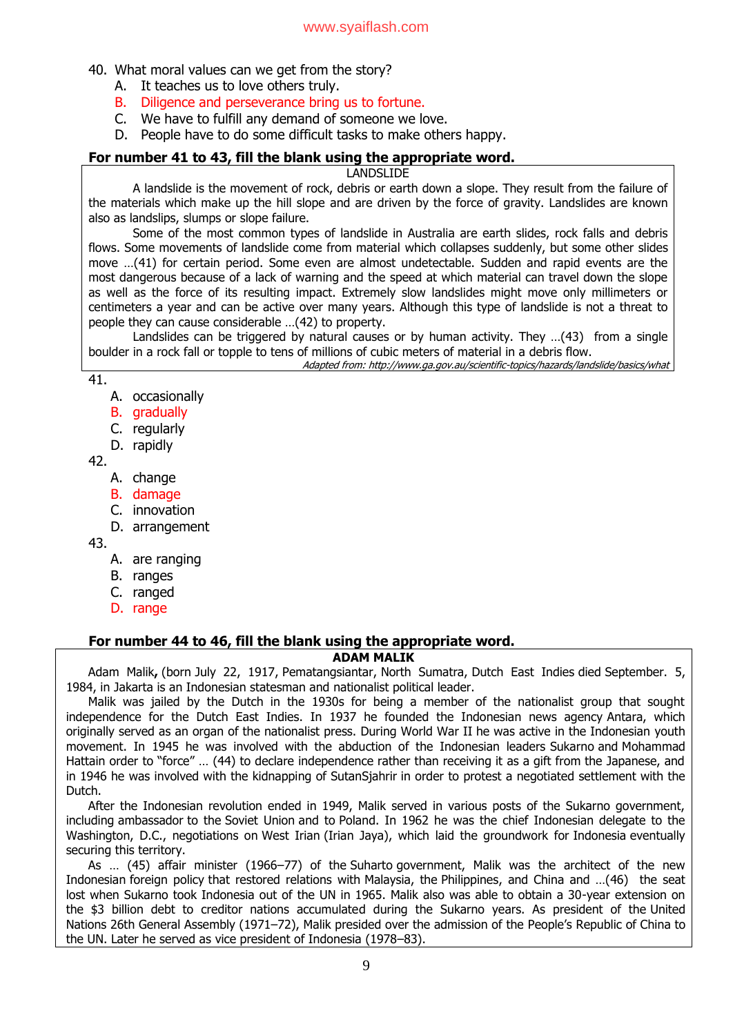40. What moral values can we get from the story?
    A. It teaches us to love others truly.
    B. Diligence and perseverance bring us to fortune.
    C. We have to fulfill any demand of someone we love.
    D. People have to do some difficult tasks to make others happy.

**For number 41 to 43, fill the blank using the appropriate word.**

LANDSLIDE

A landslide is the movement of rock, debris or earth down a slope. They result from the failure of the materials which make up the hill slope and are driven by the force of gravity. Landslides are known also as landslips, slumps or slope failure.

Some of the most common types of landslide in Australia are earth slides, rock falls and debris flows. Some movements of landslide come from material which collapses suddenly, but some other slides move …(41) for certain period. Some even are almost undetectable. Sudden and rapid events are the most dangerous because of a lack of warning and the speed at which material can travel down the slope as well as the force of its resulting impact. Extremely slow landslides might move only millimeters or centimeters a year and can be active over many years. Although this type of landslide is not a threat to people they can cause considerable …(42) to property.

Landslides can be triggered by natural causes or by human activity. They …(43) from a single boulder in a rock fall or topple to tens of millions of cubic meters of material in a debris flow.

*Adapted from: http://www.ga.gov.au/scientific-topics/hazards/landslide/basics/what*

41.
    A. occasionally
    B. gradually
    C. regularly
    D. rapidly

42.
    A. change
    B. damage
    C. innovation
    D. arrangement

43.
    A. are ranging
    B. ranges
    C. ranged
    D. range

**For number 44 to 46, fill the blank using the appropriate word.**

**ADAM MALIK**

Adam Malik**,** (born July 22, 1917, Pematangsiantar, North Sumatra, Dutch East Indies died September. 5, 1984, in Jakarta is an Indonesian statesman and nationalist political leader.

Malik was jailed by the Dutch in the 1930s for being a member of the nationalist group that sought independence for the Dutch East Indies. In 1937 he founded the Indonesian news agency Antara, which originally served as an organ of the nationalist press. During World War II he was active in the Indonesian youth movement. In 1945 he was involved with the abduction of the Indonesian leaders Sukarno and Mohammad Hattain order to "force" … (44) to declare independence rather than receiving it as a gift from the Japanese, and in 1946 he was involved with the kidnapping of SutanSjahrir in order to protest a negotiated settlement with the Dutch.

After the Indonesian revolution ended in 1949, Malik served in various posts of the Sukarno government, including ambassador to the Soviet Union and to Poland. In 1962 he was the chief Indonesian delegate to the Washington, D.C., negotiations on West Irian (Irian Jaya), which laid the groundwork for Indonesia eventually securing this territory.

As … (45) affair minister (1966–77) of the Suharto government, Malik was the architect of the new Indonesian foreign policy that restored relations with Malaysia, the Philippines, and China and …(46) the seat lost when Sukarno took Indonesia out of the UN in 1965. Malik also was able to obtain a 30-year extension on the $3 billion debt to creditor nations accumulated during the Sukarno years. As president of the United Nations 26th General Assembly (1971–72), Malik presided over the admission of the People's Republic of China to the UN. Later he served as vice president of Indonesia (1978–83).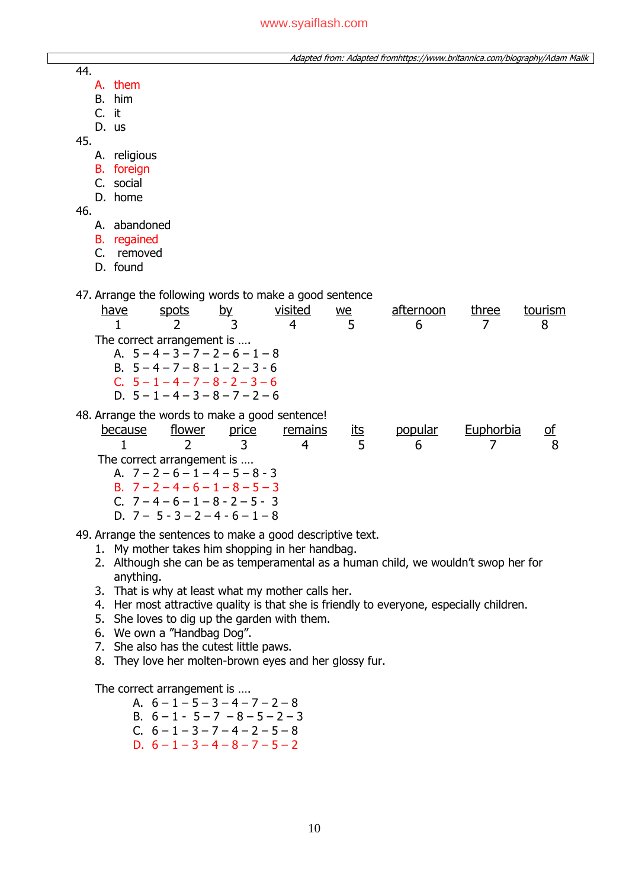Adapted from: Adapted fromhttps://www.britannica.com/biography/Adam Malik

44.
A. them
B. him
C. it
D. us

45.
A. religious
B. foreign
C. social
D. home

46.
A. abandoned
B. regained
C. removed
D. found

47. Arrange the following words to make a good sentence

| have | spots | by | visited | we | afternoon | three | tourism |
|---|---|---|---|---|---|---|---|
| 1 | 2 | 3 | 4 | 5 | 6 | 7 | 8 |

The correct arrangement is ….

A. 5 – 4 – 3 – 7 – 2 – 6 – 1 – 8
B. 5 – 4 – 7 – 8 – 1 – 2 – 3 - 6
C. 5 – 1 – 4 – 7 – 8 - 2 – 3 – 6
D. 5 – 1 – 4 – 3 – 8 – 7 – 2 – 6

48. Arrange the words to make a good sentence!

| because | flower | price | remains | its | popular | Euphorbia | of |
|---|---|---|---|---|---|---|---|
| 1 | 2 | 3 | 4 | 5 | 6 | 7 | 8 |

The correct arrangement is ….

A. 7 – 2 – 6 – 1 – 4 – 5 – 8 - 3
B. 7 – 2 – 4 – 6 – 1 – 8 – 5 – 3
C. 7 – 4 – 6 – 1 – 8 - 2 – 5 - 3
D. 7 – 5 - 3 – 2 – 4 - 6 – 1 – 8

49. Arrange the sentences to make a good descriptive text.

1. My mother takes him shopping in her handbag.
2. Although she can be as temperamental as a human child, we wouldn't swop her for anything.
3. That is why at least what my mother calls her.
4. Her most attractive quality is that she is friendly to everyone, especially children.
5. She loves to dig up the garden with them.
6. We own a "Handbag Dog".
7. She also has the cutest little paws.
8. They love her molten-brown eyes and her glossy fur.

The correct arrangement is ….

A. 6 – 1 – 5 – 3 – 4 – 7 – 2 – 8
B. 6 – 1 - 5 – 7 – 8 – 5 – 2 – 3
C. 6 – 1 – 3 – 7 – 4 – 2 – 5 – 8
D. 6 – 1 – 3 – 4 – 8 – 7 – 5 – 2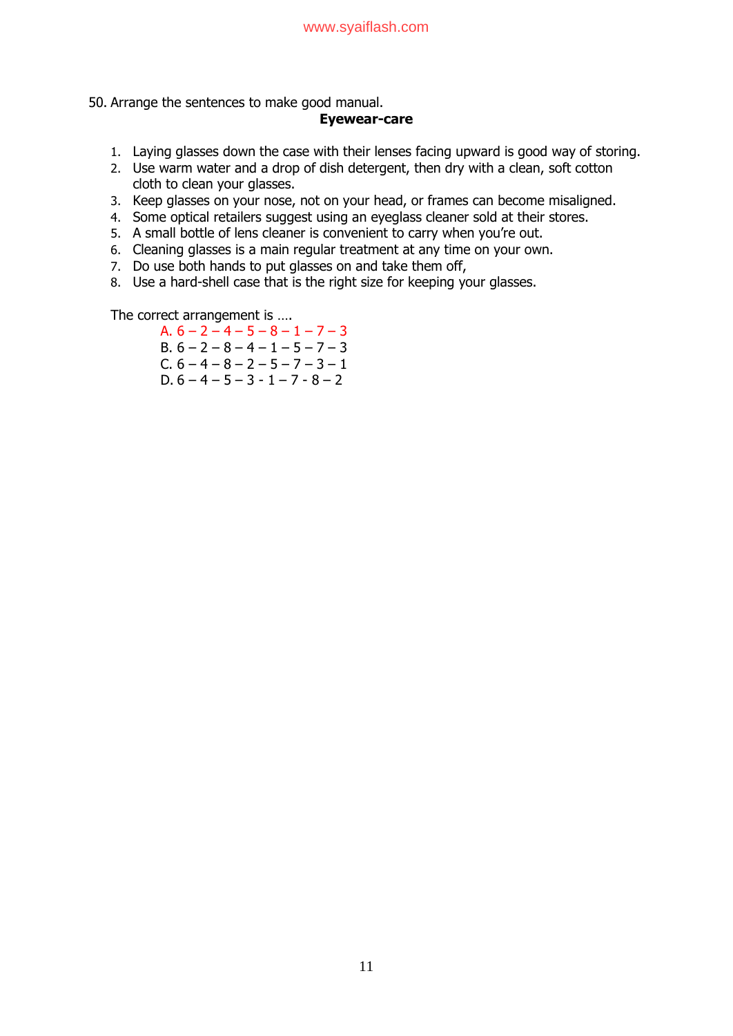50. Arrange the sentences to make good manual.

**Eyewear-care**

1. Laying glasses down the case with their lenses facing upward is good way of storing.
2. Use warm water and a drop of dish detergent, then dry with a clean, soft cotton cloth to clean your glasses.
3. Keep glasses on your nose, not on your head, or frames can become misaligned.
4. Some optical retailers suggest using an eyeglass cleaner sold at their stores.
5. A small bottle of lens cleaner is convenient to carry when you're out.
6. Cleaning glasses is a main regular treatment at any time on your own.
7. Do use both hands to put glasses on and take them off,
8. Use a hard-shell case that is the right size for keeping your glasses.

The correct arrangement is ….

A. 6 – 2 – 4 – 5 – 8 – 1 – 7 – 3
B. 6 – 2 – 8 – 4 – 1 – 5 – 7 – 3
C. 6 – 4 – 8 – 2 – 5 – 7 – 3 – 1
D. 6 – 4 – 5 – 3 - 1 – 7 - 8 – 2